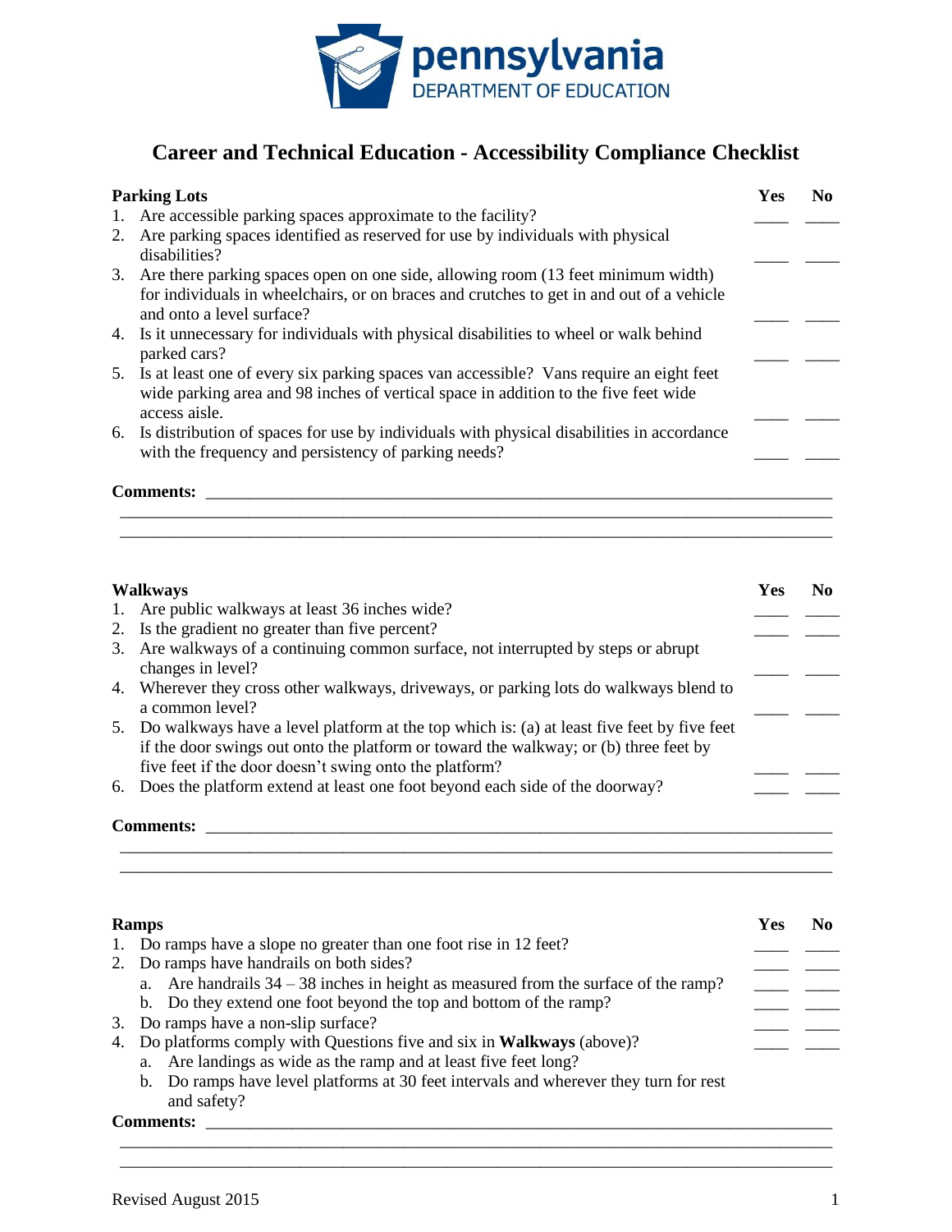pennsylvania
DEPARTMENT OF EDUCATION

# Career and Technical Education - Accessibility Compliance Checklist

| **Parking Lots** | **Yes** | **No** |
|---|---|---|
| 1. Are accessible parking spaces approximate to the facility? | ____ | ____ |
| 2. Are parking spaces identified as reserved for use by individuals with physical disabilities? | ____ | ____ |
| 3. Are there parking spaces open on one side, allowing room (13 feet minimum width) for individuals in wheelchairs, or on braces and crutches to get in and out of a vehicle and onto a level surface? | ____ | ____ |
| 4. Is it unnecessary for individuals with physical disabilities to wheel or walk behind parked cars? | ____ | ____ |
| 5. Is at least one of every six parking spaces van accessible? Vans require an eight feet wide parking area and 98 inches of vertical space in addition to the five feet wide access aisle. | ____ | ____ |
| 6. Is distribution of spaces for use by individuals with physical disabilities in accordance with the frequency and persistency of parking needs? | ____ | ____ |

**Comments:** ______________________________________________________________________________
_______________________________________________________________________________________
_______________________________________________________________________________________

| **Walkways** | **Yes** | **No** |
|---|---|---|
| 1. Are public walkways at least 36 inches wide? | ____ | ____ |
| 2. Is the gradient no greater than five percent? | ____ | ____ |
| 3. Are walkways of a continuing common surface, not interrupted by steps or abrupt changes in level? | ____ | ____ |
| 4. Wherever they cross other walkways, driveways, or parking lots do walkways blend to a common level? | ____ | ____ |
| 5. Do walkways have a level platform at the top which is: (a) at least five feet by five feet if the door swings out onto the platform or toward the walkway; or (b) three feet by five feet if the door doesn't swing onto the platform? | ____ | ____ |
| 6. Does the platform extend at least one foot beyond each side of the doorway? | ____ | ____ |

**Comments:** ______________________________________________________________________________
_______________________________________________________________________________________
_______________________________________________________________________________________

| **Ramps** | **Yes** | **No** |
|---|---|---|
| 1. Do ramps have a slope no greater than one foot rise in 12 feet? | ____ | ____ |
| 2. Do ramps have handrails on both sides? | ____ | ____ |
| a. Are handrails 34 – 38 inches in height as measured from the surface of the ramp? | ____ | ____ |
| b. Do they extend one foot beyond the top and bottom of the ramp? | ____ | ____ |
| 3. Do ramps have a non-slip surface? | ____ | ____ |
| 4. Do platforms comply with Questions five and six in **Walkways** (above)? | ____ | ____ |
| a. Are landings as wide as the ramp and at least five feet long? | | |
| b. Do ramps have level platforms at 30 feet intervals and wherever they turn for rest and safety? | | |

**Comments:** ______________________________________________________________________________
_______________________________________________________________________________________
_______________________________________________________________________________________

Revised August 2015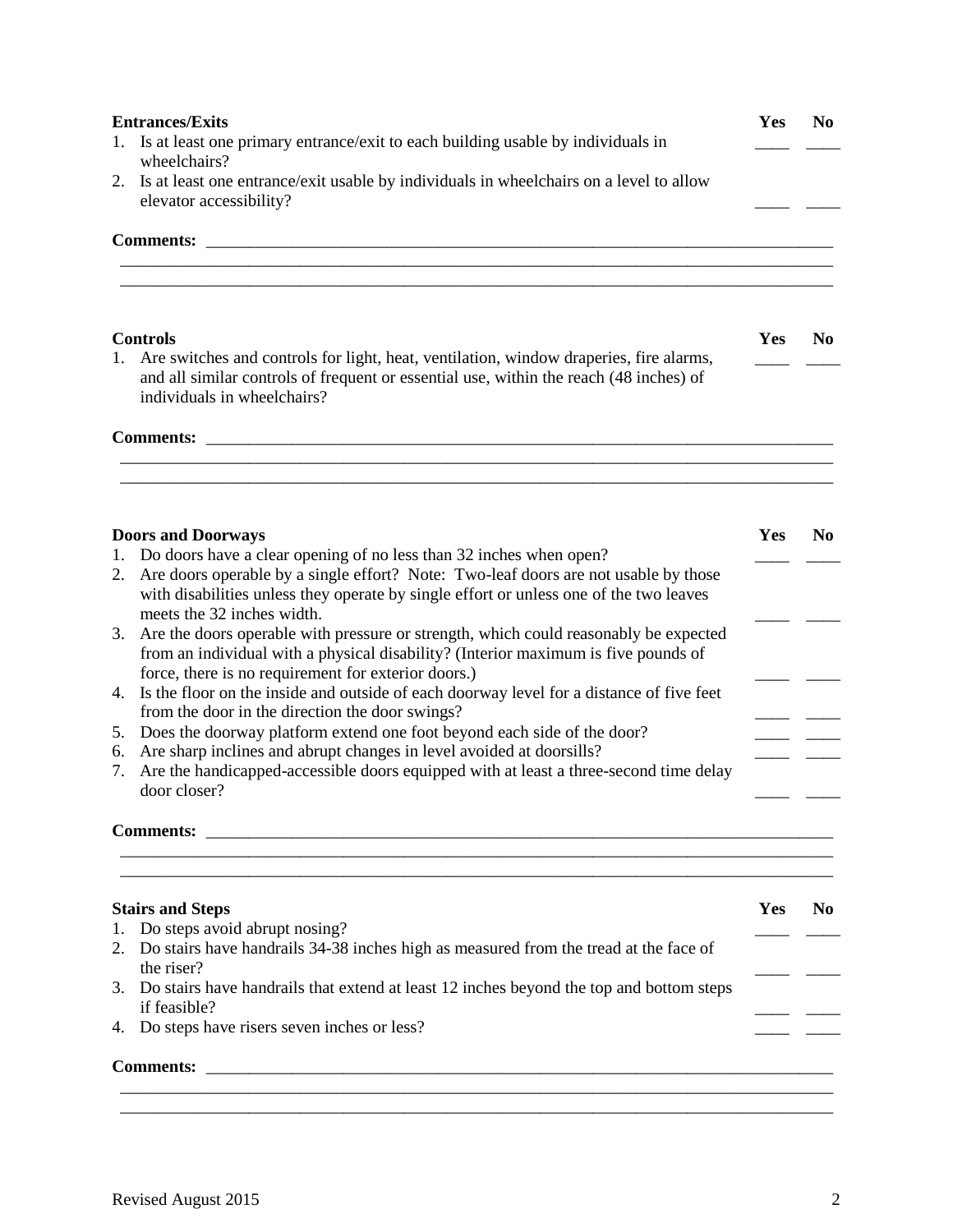**Entrances/Exits** | **Yes** | **No**

| **Entrances/Exits** | **Yes** | **No** |
|---|---|---|
| 1. Is at least one primary entrance/exit to each building usable by individuals in wheelchairs? | ____ | ____ |
| 2. Is at least one entrance/exit usable by individuals in wheelchairs on a level to allow elevator accessibility? | ____ | ____ |

**Comments:** ______________________________________________________________________________

________________________________________________________________________________________

________________________________________________________________________________________

| **Controls** | **Yes** | **No** |
|---|---|---|
| 1. Are switches and controls for light, heat, ventilation, window draperies, fire alarms, and all similar controls of frequent or essential use, within the reach (48 inches) of individuals in wheelchairs? | ____ | ____ |

**Comments:** ______________________________________________________________________________

________________________________________________________________________________________

________________________________________________________________________________________

| **Doors and Doorways** | **Yes** | **No** |
|---|---|---|
| 1. Do doors have a clear opening of no less than 32 inches when open? | ____ | ____ |
| 2. Are doors operable by a single effort? Note: Two-leaf doors are not usable by those with disabilities unless they operate by single effort or unless one of the two leaves meets the 32 inches width. | ____ | ____ |
| 3. Are the doors operable with pressure or strength, which could reasonably be expected from an individual with a physical disability? (Interior maximum is five pounds of force, there is no requirement for exterior doors.) | ____ | ____ |
| 4. Is the floor on the inside and outside of each doorway level for a distance of five feet from the door in the direction the door swings? | ____ | ____ |
| 5. Does the doorway platform extend one foot beyond each side of the door? | ____ | ____ |
| 6. Are sharp inclines and abrupt changes in level avoided at doorsills? | ____ | ____ |
| 7. Are the handicapped-accessible doors equipped with at least a three-second time delay door closer? | ____ | ____ |

**Comments:** ______________________________________________________________________________

________________________________________________________________________________________

________________________________________________________________________________________

| **Stairs and Steps** | **Yes** | **No** |
|---|---|---|
| 1. Do steps avoid abrupt nosing? | ____ | ____ |
| 2. Do stairs have handrails 34-38 inches high as measured from the tread at the face of the riser? | ____ | ____ |
| 3. Do stairs have handrails that extend at least 12 inches beyond the top and bottom steps if feasible? | ____ | ____ |
| 4. Do steps have risers seven inches or less? | ____ | ____ |

**Comments:** ______________________________________________________________________________

________________________________________________________________________________________

________________________________________________________________________________________

Revised August 2015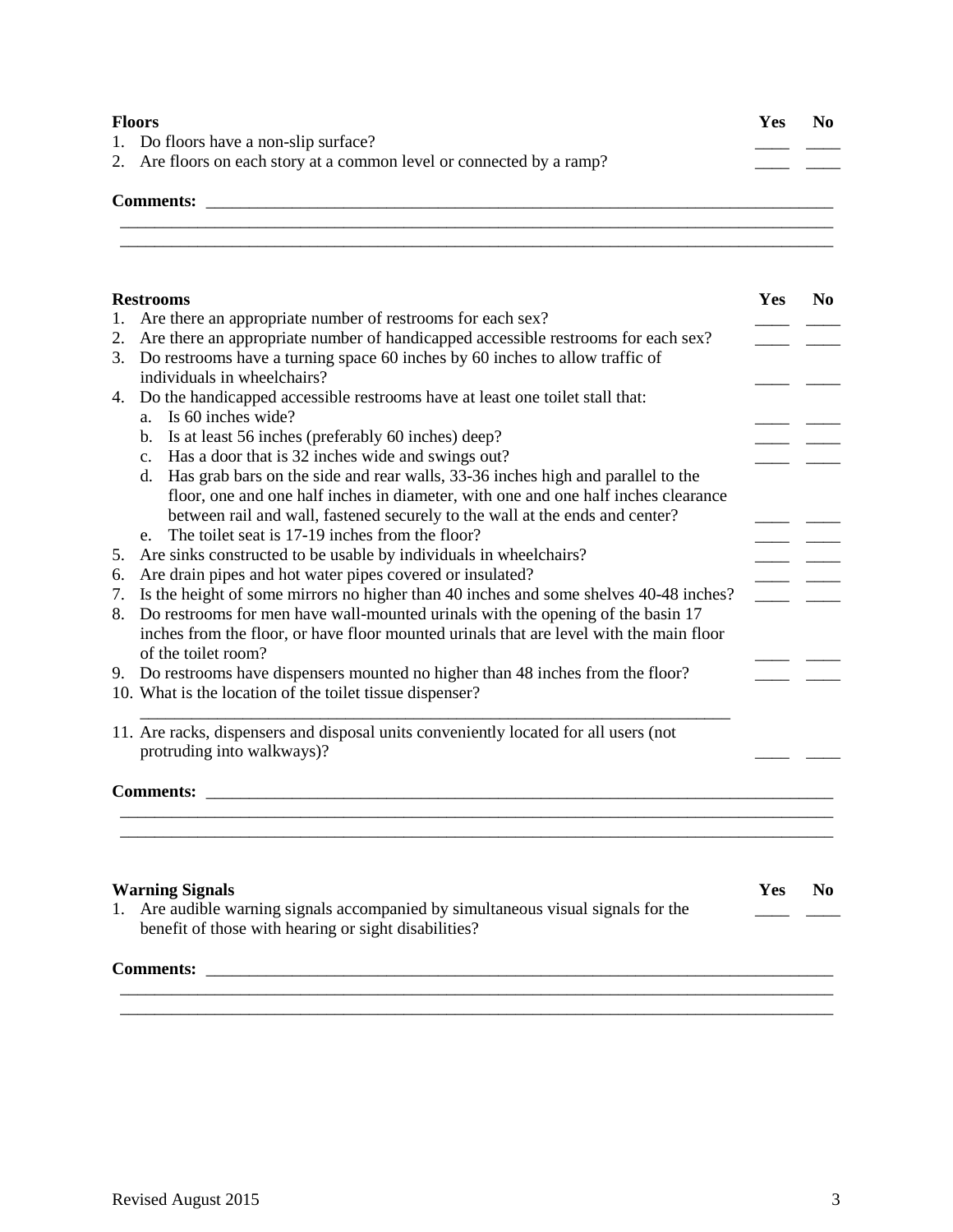**Floors** | **Yes** | **No**

1. Do floors have a non-slip surface? ____ ____
2. Are floors on each story at a common level or connected by a ramp? ____ ____

**Comments:** ______________________________________________________________________________

______________________________________________________________________________________

______________________________________________________________________________________

**Restrooms** | **Yes** | **No**

1. Are there an appropriate number of restrooms for each sex? ____ ____
2. Are there an appropriate number of handicapped accessible restrooms for each sex? ____ ____
3. Do restrooms have a turning space 60 inches by 60 inches to allow traffic of individuals in wheelchairs? ____ ____
4. Do the handicapped accessible restrooms have at least one toilet stall that:
   a. Is 60 inches wide? ____ ____
   b. Is at least 56 inches (preferably 60 inches) deep? ____ ____
   c. Has a door that is 32 inches wide and swings out? ____ ____
   d. Has grab bars on the side and rear walls, 33-36 inches high and parallel to the floor, one and one half inches in diameter, with one and one half inches clearance between rail and wall, fastened securely to the wall at the ends and center? ____ ____
   e. The toilet seat is 17-19 inches from the floor? ____ ____
5. Are sinks constructed to be usable by individuals in wheelchairs? ____ ____
6. Are drain pipes and hot water pipes covered or insulated? ____ ____
7. Is the height of some mirrors no higher than 40 inches and some shelves 40-48 inches? ____ ____
8. Do restrooms for men have wall-mounted urinals with the opening of the basin 17 inches from the floor, or have floor mounted urinals that are level with the main floor of the toilet room? ____ ____
9. Do restrooms have dispensers mounted no higher than 48 inches from the floor? ____ ____
10. What is the location of the toilet tissue dispenser?
    ______________________________________________________________________
11. Are racks, dispensers and disposal units conveniently located for all users (not protruding into walkways)? ____ ____

**Comments:** ______________________________________________________________________________

______________________________________________________________________________________

______________________________________________________________________________________

**Warning Signals** | **Yes** | **No**

1. Are audible warning signals accompanied by simultaneous visual signals for the benefit of those with hearing or sight disabilities? ____ ____

**Comments:** ______________________________________________________________________________

______________________________________________________________________________________

______________________________________________________________________________________

Revised August 2015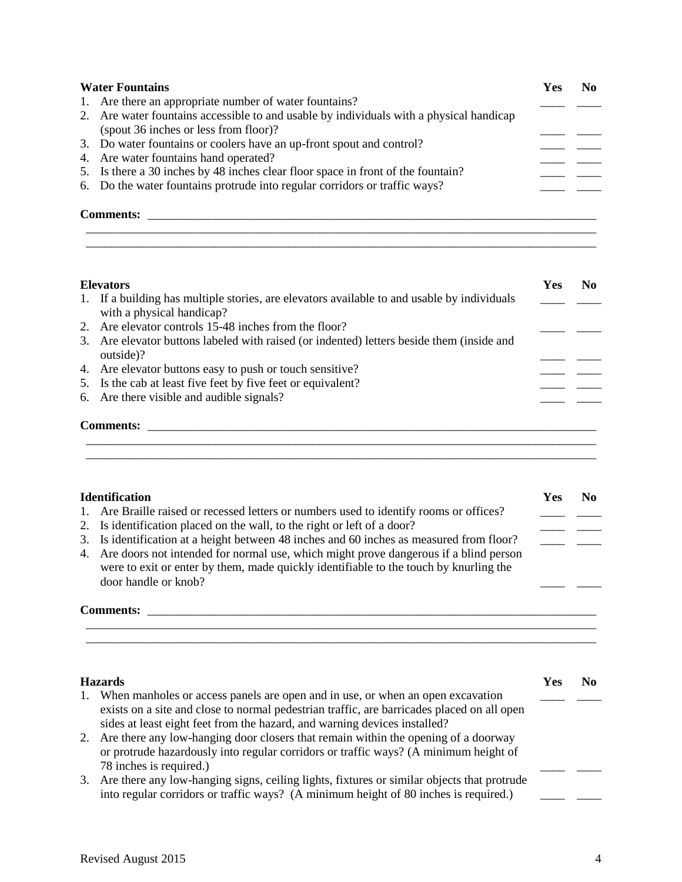| **Water Fountains** | **Yes** | **No** |
| --- | --- | --- |
| 1. Are there an appropriate number of water fountains? | ____ | ____ |
| 2. Are water fountains accessible to and usable by individuals with a physical handicap (spout 36 inches or less from floor)? | ____ | ____ |
| 3. Do water fountains or coolers have an up-front spout and control? | ____ | ____ |
| 4. Are water fountains hand operated? | ____ | ____ |
| 5. Is there a 30 inches by 48 inches clear floor space in front of the fountain? | ____ | ____ |
| 6. Do the water fountains protrude into regular corridors or traffic ways? | ____ | ____ |

**Comments:** ______________________________________________________________________________
______________________________________________________________________________________
______________________________________________________________________________________

| **Elevators** | **Yes** | **No** |
| --- | --- | --- |
| 1. If a building has multiple stories, are elevators available to and usable by individuals with a physical handicap? | ____ | ____ |
| 2. Are elevator controls 15-48 inches from the floor? | ____ | ____ |
| 3. Are elevator buttons labeled with raised (or indented) letters beside them (inside and outside)? | ____ | ____ |
| 4. Are elevator buttons easy to push or touch sensitive? | ____ | ____ |
| 5. Is the cab at least five feet by five feet or equivalent? | ____ | ____ |
| 6. Are there visible and audible signals? | ____ | ____ |

**Comments:** ______________________________________________________________________________
______________________________________________________________________________________
______________________________________________________________________________________

| **Identification** | **Yes** | **No** |
| --- | --- | --- |
| 1. Are Braille raised or recessed letters or numbers used to identify rooms or offices? | ____ | ____ |
| 2. Is identification placed on the wall, to the right or left of a door? | ____ | ____ |
| 3. Is identification at a height between 48 inches and 60 inches as measured from floor? | ____ | ____ |
| 4. Are doors not intended for normal use, which might prove dangerous if a blind person were to exit or enter by them, made quickly identifiable to the touch by knurling the door handle or knob? | ____ | ____ |

**Comments:** ______________________________________________________________________________
______________________________________________________________________________________
______________________________________________________________________________________

| **Hazards** | **Yes** | **No** |
| --- | --- | --- |
| 1. When manholes or access panels are open and in use, or when an open excavation exists on a site and close to normal pedestrian traffic, are barricades placed on all open sides at least eight feet from the hazard, and warning devices installed? | ____ | ____ |
| 2. Are there any low-hanging door closers that remain within the opening of a doorway or protrude hazardously into regular corridors or traffic ways? (A minimum height of 78 inches is required.) | ____ | ____ |
| 3. Are there any low-hanging signs, ceiling lights, fixtures or similar objects that protrude into regular corridors or traffic ways? (A minimum height of 80 inches is required.) | ____ | ____ |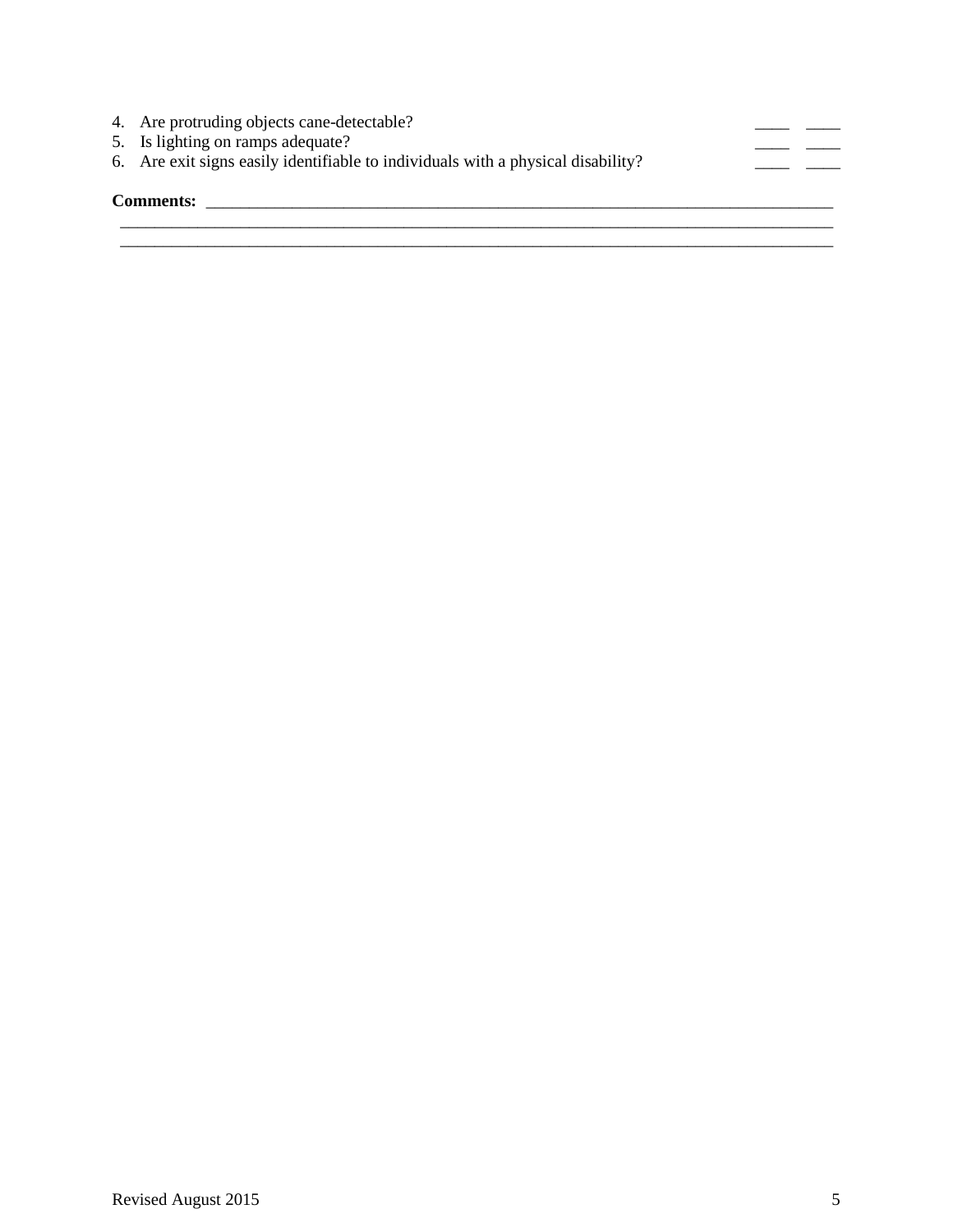4. Are protruding objects cane-detectable? ____ ____
5. Is lighting on ramps adequate? ____ ____
6. Are exit signs easily identifiable to individuals with a physical disability? ____ ____

**Comments:** ______________________________________________________________________________
_________________________________________________________________________________________
_________________________________________________________________________________________

Revised August 2015